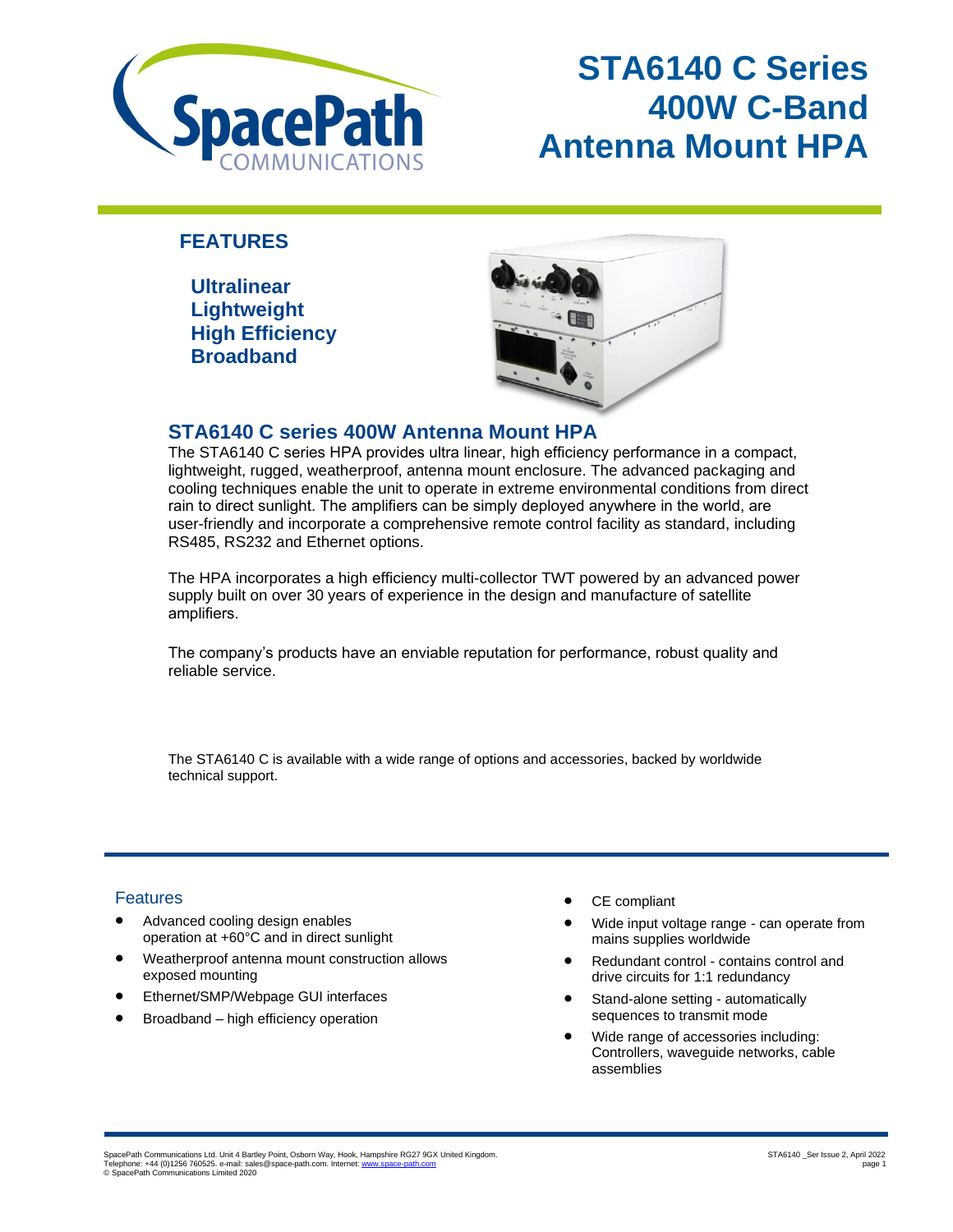# STA6140 C Series 400W C-Band Antenna Mount HPA

## FEATURES

**Ultralinear**
**Lightweight**
**High Efficiency**
**Broadband**

## STA6140 C series 400W Antenna Mount HPA

The STA6140 C series HPA provides ultra linear, high efficiency performance in a compact, lightweight, rugged, weatherproof, antenna mount enclosure. The advanced packaging and cooling techniques enable the unit to operate in extreme environmental conditions from direct rain to direct sunlight. The amplifiers can be simply deployed anywhere in the world, are user-friendly and incorporate a comprehensive remote control facility as standard, including RS485, RS232 and Ethernet options.

The HPA incorporates a high efficiency multi-collector TWT powered by an advanced power supply built on over 30 years of experience in the design and manufacture of satellite amplifiers.

The company's products have an enviable reputation for performance, robust quality and reliable service.

The STA6140 C is available with a wide range of options and accessories, backed by worldwide technical support.

### Features

- Advanced cooling design enables operation at +60°C and in direct sunlight
- Weatherproof antenna mount construction allows exposed mounting
- Ethernet/SMP/Webpage GUI interfaces
- Broadband – high efficiency operation
- CE compliant
- Wide input voltage range - can operate from mains supplies worldwide
- Redundant control - contains control and drive circuits for 1:1 redundancy
- Stand-alone setting - automatically sequences to transmit mode
- Wide range of accessories including: Controllers, waveguide networks, cable assemblies

SpacePath Communications Ltd. Unit 4 Bartley Point, Osborn Way, Hook, Hampshire RG27 9GX United Kingdom.
Telephone: +44 (0)1256 760525. e-mail: sales@space-path.com. Internet: www.space-path.com
© SpacePath Communications Limited 2020

STA6140 _Ser Issue 2, April 2022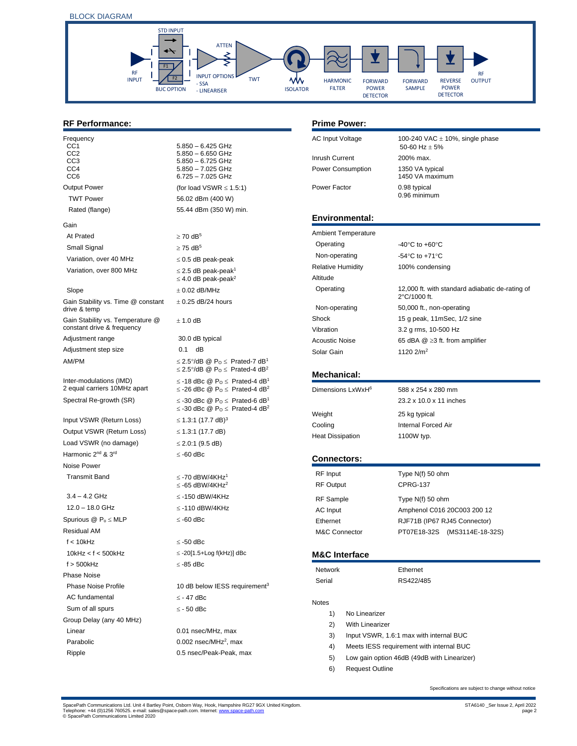BLOCK DIAGRAM

RF INPUT
STD INPUT
F1
F2
BUC OPTION
ATTEN
INPUT OPTIONS
- SSA
- LINEARISER
TWT
ISOLATOR
HARMONIC FILTER
FORWARD POWER DETECTOR
FORWARD SAMPLE
REVERSE POWER DETECTOR
RF OUTPUT

## RF Performance:

| | |
|---|---|
| Frequency | |
| CC1 | 5.850 – 6.425 GHz |
| CC2 | 5.850 – 6.650 GHz |
| CC3 | 5.850 – 6.725 GHz |
| CC4 | 5.850 – 7.025 GHz |
| CC6 | 6.725 – 7.025 GHz |
| Output Power | (for load VSWR ≤ 1.5:1) |
| TWT Power | 56.02 dBm (400 W) |
| Rated (flange) | 55.44 dBm (350 W) min. |
| Gain | |
| At Prated | ≥ 70 dB[5] |
| Small Signal | ≥ 75 dB[5] |
| Variation, over 40 MHz | ≤ 0.5 dB peak-peak |
| Variation, over 800 MHz | ≤ 2.5 dB peak-peak[1]<br>≤ 4.0 dB peak-peak[2] |
| Slope | ± 0.02 dB/MHz |
| Gain Stability vs. Time @ constant drive & temp | ± 0.25 dB/24 hours |
| Gain Stability vs. Temperature @ constant drive & frequency | ± 1.0 dB |
| Adjustment range | 30.0 dB typical |
| Adjustment step size | 0.1 dB |
| AM/PM | ≤ 2.5°/dB @ $P_O \leq$ Prated-7 dB[1]<br>≤ 2.5°/dB @ $P_O \leq$ Prated-4 dB[2] |
| Inter-modulations (IMD) 2 equal carriers 10MHz apart | ≤ -18 dBc @ $P_O \leq$ Prated-4 dB[1]<br>≤ -26 dBc @ $P_O \leq$ Prated-4 dB[2] |
| Spectral Re-growth (SR) | ≤ -30 dBc @ $P_O \leq$ Prated-6 dB[1]<br>≤ -30 dBc @ $P_O \leq$ Prated-4 dB[2] |
| Input VSWR (Return Loss) | ≤ 1.3:1 (17.7 dB)[3] |
| Output VSWR (Return Loss) | ≤ 1.3:1 (17.7 dB) |
| Load VSWR (no damage) | ≤ 2.0:1 (9.5 dB) |
| Harmonic 2nd & 3rd | ≤ -60 dBc |
| Noise Power | |
| Transmit Band | ≤ -70 dBW/4KHz[1]<br>≤ -65 dBW/4KHz[2] |
| 3.4 – 4.2 GHz | ≤ -150 dBW/4KHz |
| 12.0 – 18.0 GHz | ≤ -110 dBW/4KHz |
| Spurious @ $P_o \leq$ MLP | ≤ -60 dBc |
| Residual AM | |
| f < 10kHz | ≤ -50 dBc |
| 10kHz < f < 500kHz | ≤ -20[1.5+Log f(kHz)] dBc |
| f > 500kHz | ≤ -85 dBc |
| Phase Noise | |
| Phase Noise Profile | 10 dB below IESS requirement[3] |
| AC fundamental | ≤ - 47 dBc |
| Sum of all spurs | ≤ - 50 dBc |
| Group Delay (any 40 MHz) | |
| Linear | 0.01 nsec/MHz, max |
| Parabolic | 0.002 nsec/MHz$^2$, max |
| Ripple | 0.5 nsec/Peak-Peak, max |

## Prime Power:

| | |
|---|---|
| AC Input Voltage | 100-240 VAC ± 10%, single phase<br>50-60 Hz ± 5% |
| Inrush Current | 200% max. |
| Power Consumption | 1350 VA typical<br>1450 VA maximum |
| Power Factor | 0.98 typical<br>0.96 minimum |

## Environmental:

| | |
|---|---|
| Ambient Temperature | |
| Operating | -40°C to +60°C |
| Non-operating | -54°C to +71°C |
| Relative Humidity | 100% condensing |
| Altitude | |
| Operating | 12,000 ft. with standard adiabatic de-rating of 2°C/1000 ft. |
| Non-operating | 50,000 ft., non-operating |
| Shock | 15 g peak, 11mSec, 1/2 sine |
| Vibration | 3.2 g rms, 10-500 Hz |
| Acoustic Noise | 65 dBA @ ≥3 ft. from amplifier |
| Solar Gain | 1120 2/m$^2$ |

## Mechanical:

| | |
|---|---|
| Dimensions LxWxH[6] | 588 x 254 x 280 mm<br>23.2 x 10.0 x 11 inches |
| Weight | 25 kg typical |
| Cooling | Internal Forced Air |
| Heat Dissipation | 1100W typ. |

## Connectors:

| | |
|---|---|
| RF Input | Type N(f) 50 ohm |
| RF Output | CPRG-137 |
| RF Sample | Type N(f) 50 ohm |
| AC Input | Amphenol C016 20C003 200 12 |
| Ethernet | RJF71B (IP67 RJ45 Connector) |
| M&C Connector | PT07E18-32S (MS3114E-18-32S) |

## M&C Interface

| | |
|---|---|
| Network | Ethernet |
| Serial | RS422/485 |

Notes

1) No Linearizer
2) With Linearizer
3) Input VSWR, 1.6:1 max with internal BUC
4) Meets IESS requirement with internal BUC
5) Low gain option 46dB (49dB with Linearizer)
6) Request Outline

Specifications are subject to change without notice

SpacePath Communications Ltd. Unit 4 Bartley Point, Osborn Way, Hook, Hampshire RG27 9GX United Kingdom.
Telephone: +44 (0)1256 760525. e-mail: sales@space-path.com. Internet: www.space-path.com
© SpacePath Communications Limited 2020

STA6140 _Ser Issue 2, April 2022